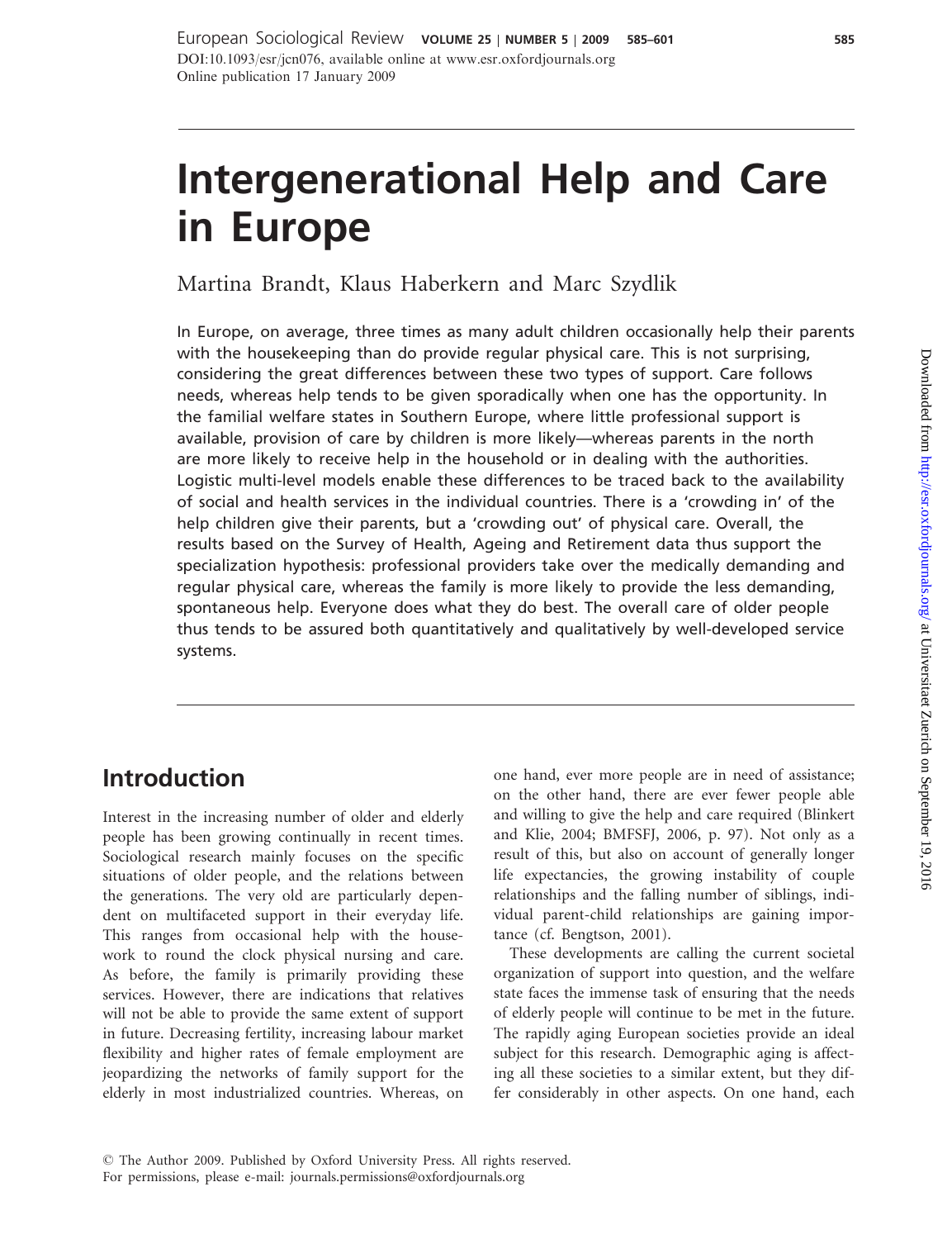# Intergenerational Help and Care in Europe

Martina Brandt, Klaus Haberkern and Marc Szydlik

In Europe, on average, three times as many adult children occasionally help their parents with the housekeeping than do provide regular physical care. This is not surprising, considering the great differences between these two types of support. Care follows needs, whereas help tends to be given sporadically when one has the opportunity. In the familial welfare states in Southern Europe, where little professional support is available, provision of care by children is more likely—whereas parents in the north are more likely to receive help in the household or in dealing with the authorities. Logistic multi-level models enable these differences to be traced back to the availability of social and health services in the individual countries. There is a 'crowding in' of the help children give their parents, but a 'crowding out' of physical care. Overall, the results based on the Survey of Health, Ageing and Retirement data thus support the specialization hypothesis: professional providers take over the medically demanding and regular physical care, whereas the family is more likely to provide the less demanding, spontaneous help. Everyone does what they do best. The overall care of older people thus tends to be assured both quantitatively and qualitatively by well-developed service systems.

## Introduction

Interest in the increasing number of older and elderly people has been growing continually in recent times. Sociological research mainly focuses on the specific situations of older people, and the relations between the generations. The very old are particularly dependent on multifaceted support in their everyday life. This ranges from occasional help with the housework to round the clock physical nursing and care. As before, the family is primarily providing these services. However, there are indications that relatives will not be able to provide the same extent of support in future. Decreasing fertility, increasing labour market flexibility and higher rates of female employment are jeopardizing the networks of family support for the elderly in most industrialized countries. Whereas, on one hand, ever more people are in need of assistance; on the other hand, there are ever fewer people able and willing to give the help and care required (Blinkert and Klie, 2004; BMFSFJ, 2006, p. 97). Not only as a result of this, but also on account of generally longer life expectancies, the growing instability of couple relationships and the falling number of siblings, individual parent-child relationships are gaining importance (cf. Bengtson, 2001).

These developments are calling the current societal organization of support into question, and the welfare state faces the immense task of ensuring that the needs of elderly people will continue to be met in the future. The rapidly aging European societies provide an ideal subject for this research. Demographic aging is affecting all these societies to a similar extent, but they differ considerably in other aspects. On one hand, each

© The Author 2009. Published by Oxford University Press. All rights reserved.
For permissions, please e-mail: journals.permissions@oxfordjournals.org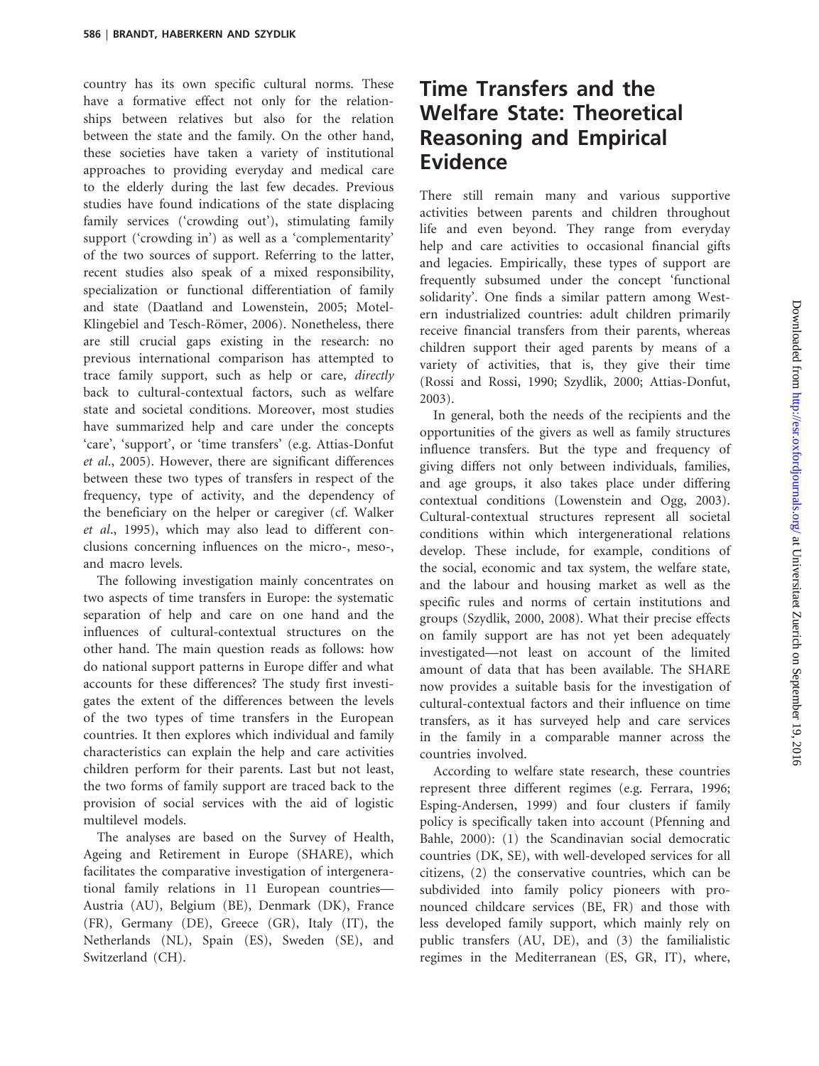country has its own specific cultural norms. These have a formative effect not only for the relationships between relatives but also for the relation between the state and the family. On the other hand, these societies have taken a variety of institutional approaches to providing everyday and medical care to the elderly during the last few decades. Previous studies have found indications of the state displacing family services ('crowding out'), stimulating family support ('crowding in') as well as a 'complementarity' of the two sources of support. Referring to the latter, recent studies also speak of a mixed responsibility, specialization or functional differentiation of family and state (Daatland and Lowenstein, 2005; Motel-Klingebiel and Tesch-Römer, 2006). Nonetheless, there are still crucial gaps existing in the research: no previous international comparison has attempted to trace family support, such as help or care, *directly* back to cultural-contextual factors, such as welfare state and societal conditions. Moreover, most studies have summarized help and care under the concepts 'care', 'support', or 'time transfers' (e.g. Attias-Donfut *et al.*, 2005). However, there are significant differences between these two types of transfers in respect of the frequency, type of activity, and the dependency of the beneficiary on the helper or caregiver (cf. Walker *et al.*, 1995), which may also lead to different conclusions concerning influences on the micro-, meso-, and macro levels.

The following investigation mainly concentrates on two aspects of time transfers in Europe: the systematic separation of help and care on one hand and the influences of cultural-contextual structures on the other hand. The main question reads as follows: how do national support patterns in Europe differ and what accounts for these differences? The study first investigates the extent of the differences between the levels of the two types of time transfers in the European countries. It then explores which individual and family characteristics can explain the help and care activities children perform for their parents. Last but not least, the two forms of family support are traced back to the provision of social services with the aid of logistic multilevel models.

The analyses are based on the Survey of Health, Ageing and Retirement in Europe (SHARE), which facilitates the comparative investigation of intergenerational family relations in 11 European countries—Austria (AU), Belgium (BE), Denmark (DK), France (FR), Germany (DE), Greece (GR), Italy (IT), the Netherlands (NL), Spain (ES), Sweden (SE), and Switzerland (CH).

# Time Transfers and the Welfare State: Theoretical Reasoning and Empirical Evidence

There still remain many and various supportive activities between parents and children throughout life and even beyond. They range from everyday help and care activities to occasional financial gifts and legacies. Empirically, these types of support are frequently subsumed under the concept 'functional solidarity'. One finds a similar pattern among Western industrialized countries: adult children primarily receive financial transfers from their parents, whereas children support their aged parents by means of a variety of activities, that is, they give their time (Rossi and Rossi, 1990; Szydlik, 2000; Attias-Donfut, 2003).

In general, both the needs of the recipients and the opportunities of the givers as well as family structures influence transfers. But the type and frequency of giving differs not only between individuals, families, and age groups, it also takes place under differing contextual conditions (Lowenstein and Ogg, 2003). Cultural-contextual structures represent all societal conditions within which intergenerational relations develop. These include, for example, conditions of the social, economic and tax system, the welfare state, and the labour and housing market as well as the specific rules and norms of certain institutions and groups (Szydlik, 2000, 2008). What their precise effects on family support are has not yet been adequately investigated—not least on account of the limited amount of data that has been available. The SHARE now provides a suitable basis for the investigation of cultural-contextual factors and their influence on time transfers, as it has surveyed help and care services in the family in a comparable manner across the countries involved.

According to welfare state research, these countries represent three different regimes (e.g. Ferrara, 1996; Esping-Andersen, 1999) and four clusters if family policy is specifically taken into account (Pfenning and Bahle, 2000): (1) the Scandinavian social democratic countries (DK, SE), with well-developed services for all citizens, (2) the conservative countries, which can be subdivided into family policy pioneers with pronounced childcare services (BE, FR) and those with less developed family support, which mainly rely on public transfers (AU, DE), and (3) the familialistic regimes in the Mediterranean (ES, GR, IT), where,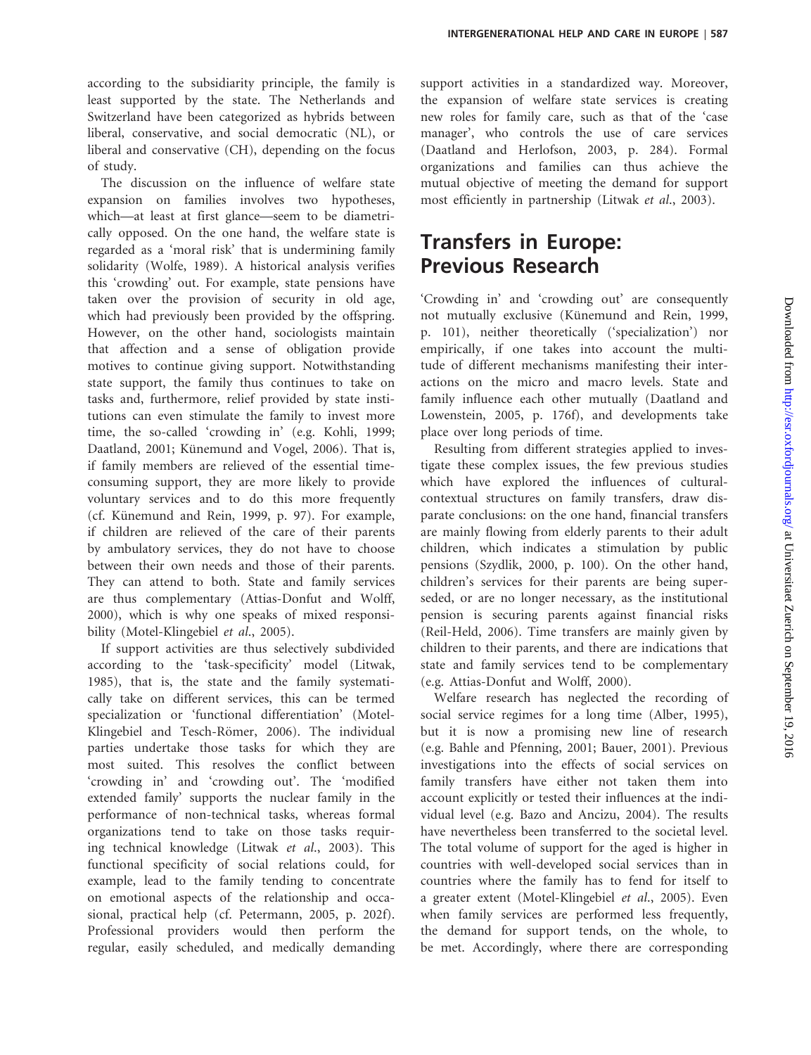according to the subsidiarity principle, the family is least supported by the state. The Netherlands and Switzerland have been categorized as hybrids between liberal, conservative, and social democratic (NL), or liberal and conservative (CH), depending on the focus of study.

The discussion on the influence of welfare state expansion on families involves two hypotheses, which—at least at first glance—seem to be diametrically opposed. On the one hand, the welfare state is regarded as a 'moral risk' that is undermining family solidarity (Wolfe, 1989). A historical analysis verifies this 'crowding' out. For example, state pensions have taken over the provision of security in old age, which had previously been provided by the offspring. However, on the other hand, sociologists maintain that affection and a sense of obligation provide motives to continue giving support. Notwithstanding state support, the family thus continues to take on tasks and, furthermore, relief provided by state institutions can even stimulate the family to invest more time, the so-called 'crowding in' (e.g. Kohli, 1999; Daatland, 2001; Künemund and Vogel, 2006). That is, if family members are relieved of the essential time-consuming support, they are more likely to provide voluntary services and to do this more frequently (cf. Künemund and Rein, 1999, p. 97). For example, if children are relieved of the care of their parents by ambulatory services, they do not have to choose between their own needs and those of their parents. They can attend to both. State and family services are thus complementary (Attias-Donfut and Wolff, 2000), which is why one speaks of mixed responsibility (Motel-Klingebiel *et al.*, 2005).

If support activities are thus selectively subdivided according to the 'task-specificity' model (Litwak, 1985), that is, the state and the family systematically take on different services, this can be termed specialization or 'functional differentiation' (Motel-Klingebiel and Tesch-Römer, 2006). The individual parties undertake those tasks for which they are most suited. This resolves the conflict between 'crowding in' and 'crowding out'. The 'modified extended family' supports the nuclear family in the performance of non-technical tasks, whereas formal organizations tend to take on those tasks requiring technical knowledge (Litwak *et al.*, 2003). This functional specificity of social relations could, for example, lead to the family tending to concentrate on emotional aspects of the relationship and occasional, practical help (cf. Petermann, 2005, p. 202f). Professional providers would then perform the regular, easily scheduled, and medically demanding support activities in a standardized way. Moreover, the expansion of welfare state services is creating new roles for family care, such as that of the 'case manager', who controls the use of care services (Daatland and Herlofson, 2003, p. 284). Formal organizations and families can thus achieve the mutual objective of meeting the demand for support most efficiently in partnership (Litwak *et al.*, 2003).

## Transfers in Europe: Previous Research

'Crowding in' and 'crowding out' are consequently not mutually exclusive (Künemund and Rein, 1999, p. 101), neither theoretically ('specialization') nor empirically, if one takes into account the multitude of different mechanisms manifesting their interactions on the micro and macro levels. State and family influence each other mutually (Daatland and Lowenstein, 2005, p. 176f), and developments take place over long periods of time.

Resulting from different strategies applied to investigate these complex issues, the few previous studies which have explored the influences of cultural-contextual structures on family transfers, draw disparate conclusions: on the one hand, financial transfers are mainly flowing from elderly parents to their adult children, which indicates a stimulation by public pensions (Szydlik, 2000, p. 100). On the other hand, children's services for their parents are being superseded, or are no longer necessary, as the institutional pension is securing parents against financial risks (Reil-Held, 2006). Time transfers are mainly given by children to their parents, and there are indications that state and family services tend to be complementary (e.g. Attias-Donfut and Wolff, 2000).

Welfare research has neglected the recording of social service regimes for a long time (Alber, 1995), but it is now a promising new line of research (e.g. Bahle and Pfenning, 2001; Bauer, 2001). Previous investigations into the effects of social services on family transfers have either not taken them into account explicitly or tested their influences at the individual level (e.g. Bazo and Ancizu, 2004). The results have nevertheless been transferred to the societal level. The total volume of support for the aged is higher in countries with well-developed social services than in countries where the family has to fend for itself to a greater extent (Motel-Klingebiel *et al.*, 2005). Even when family services are performed less frequently, the demand for support tends, on the whole, to be met. Accordingly, where there are corresponding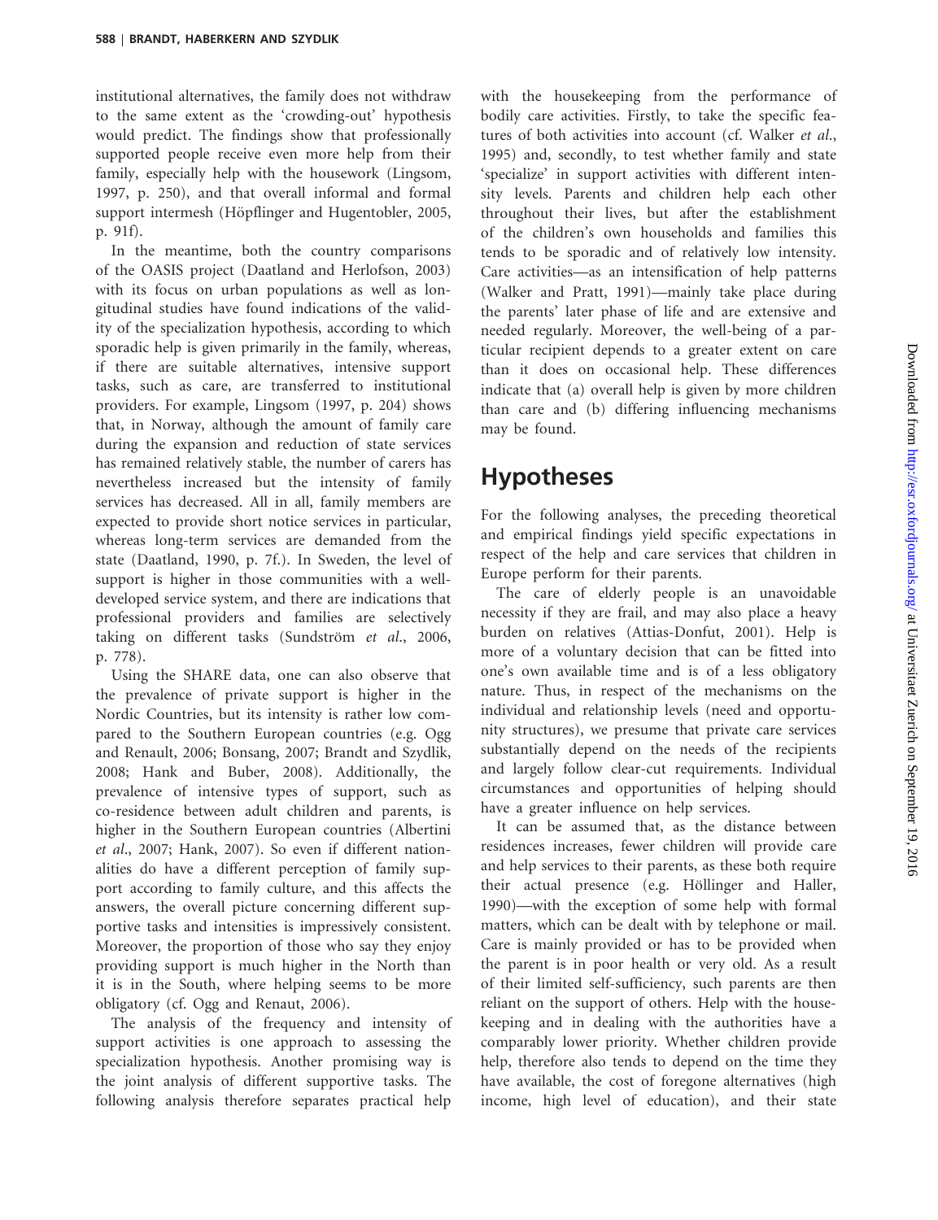institutional alternatives, the family does not withdraw to the same extent as the 'crowding-out' hypothesis would predict. The findings show that professionally supported people receive even more help from their family, especially help with the housework (Lingsom, 1997, p. 250), and that overall informal and formal support intermesh (Höpflinger and Hugentobler, 2005, p. 91f).

In the meantime, both the country comparisons of the OASIS project (Daatland and Herlofson, 2003) with its focus on urban populations as well as longitudinal studies have found indications of the validity of the specialization hypothesis, according to which sporadic help is given primarily in the family, whereas, if there are suitable alternatives, intensive support tasks, such as care, are transferred to institutional providers. For example, Lingsom (1997, p. 204) shows that, in Norway, although the amount of family care during the expansion and reduction of state services has remained relatively stable, the number of carers has nevertheless increased but the intensity of family services has decreased. All in all, family members are expected to provide short notice services in particular, whereas long-term services are demanded from the state (Daatland, 1990, p. 7f.). In Sweden, the level of support is higher in those communities with a well-developed service system, and there are indications that professional providers and families are selectively taking on different tasks (Sundström *et al.*, 2006, p. 778).

Using the SHARE data, one can also observe that the prevalence of private support is higher in the Nordic Countries, but its intensity is rather low compared to the Southern European countries (e.g. Ogg and Renault, 2006; Bonsang, 2007; Brandt and Szydlik, 2008; Hank and Buber, 2008). Additionally, the prevalence of intensive types of support, such as co-residence between adult children and parents, is higher in the Southern European countries (Albertini *et al.*, 2007; Hank, 2007). So even if different nationalities do have a different perception of family support according to family culture, and this affects the answers, the overall picture concerning different supportive tasks and intensities is impressively consistent. Moreover, the proportion of those who say they enjoy providing support is much higher in the North than it is in the South, where helping seems to be more obligatory (cf. Ogg and Renaut, 2006).

The analysis of the frequency and intensity of support activities is one approach to assessing the specialization hypothesis. Another promising way is the joint analysis of different supportive tasks. The following analysis therefore separates practical help with the housekeeping from the performance of bodily care activities. Firstly, to take the specific features of both activities into account (cf. Walker *et al.*, 1995) and, secondly, to test whether family and state 'specialize' in support activities with different intensity levels. Parents and children help each other throughout their lives, but after the establishment of the children's own households and families this tends to be sporadic and of relatively low intensity. Care activities—as an intensification of help patterns (Walker and Pratt, 1991)—mainly take place during the parents' later phase of life and are extensive and needed regularly. Moreover, the well-being of a particular recipient depends to a greater extent on care than it does on occasional help. These differences indicate that (a) overall help is given by more children than care and (b) differing influencing mechanisms may be found.

## Hypotheses

For the following analyses, the preceding theoretical and empirical findings yield specific expectations in respect of the help and care services that children in Europe perform for their parents.

The care of elderly people is an unavoidable necessity if they are frail, and may also place a heavy burden on relatives (Attias-Donfut, 2001). Help is more of a voluntary decision that can be fitted into one's own available time and is of a less obligatory nature. Thus, in respect of the mechanisms on the individual and relationship levels (need and opportunity structures), we presume that private care services substantially depend on the needs of the recipients and largely follow clear-cut requirements. Individual circumstances and opportunities of helping should have a greater influence on help services.

It can be assumed that, as the distance between residences increases, fewer children will provide care and help services to their parents, as these both require their actual presence (e.g. Höllinger and Haller, 1990)—with the exception of some help with formal matters, which can be dealt with by telephone or mail. Care is mainly provided or has to be provided when the parent is in poor health or very old. As a result of their limited self-sufficiency, such parents are then reliant on the support of others. Help with the housekeeping and in dealing with the authorities have a comparably lower priority. Whether children provide help, therefore also tends to depend on the time they have available, the cost of foregone alternatives (high income, high level of education), and their state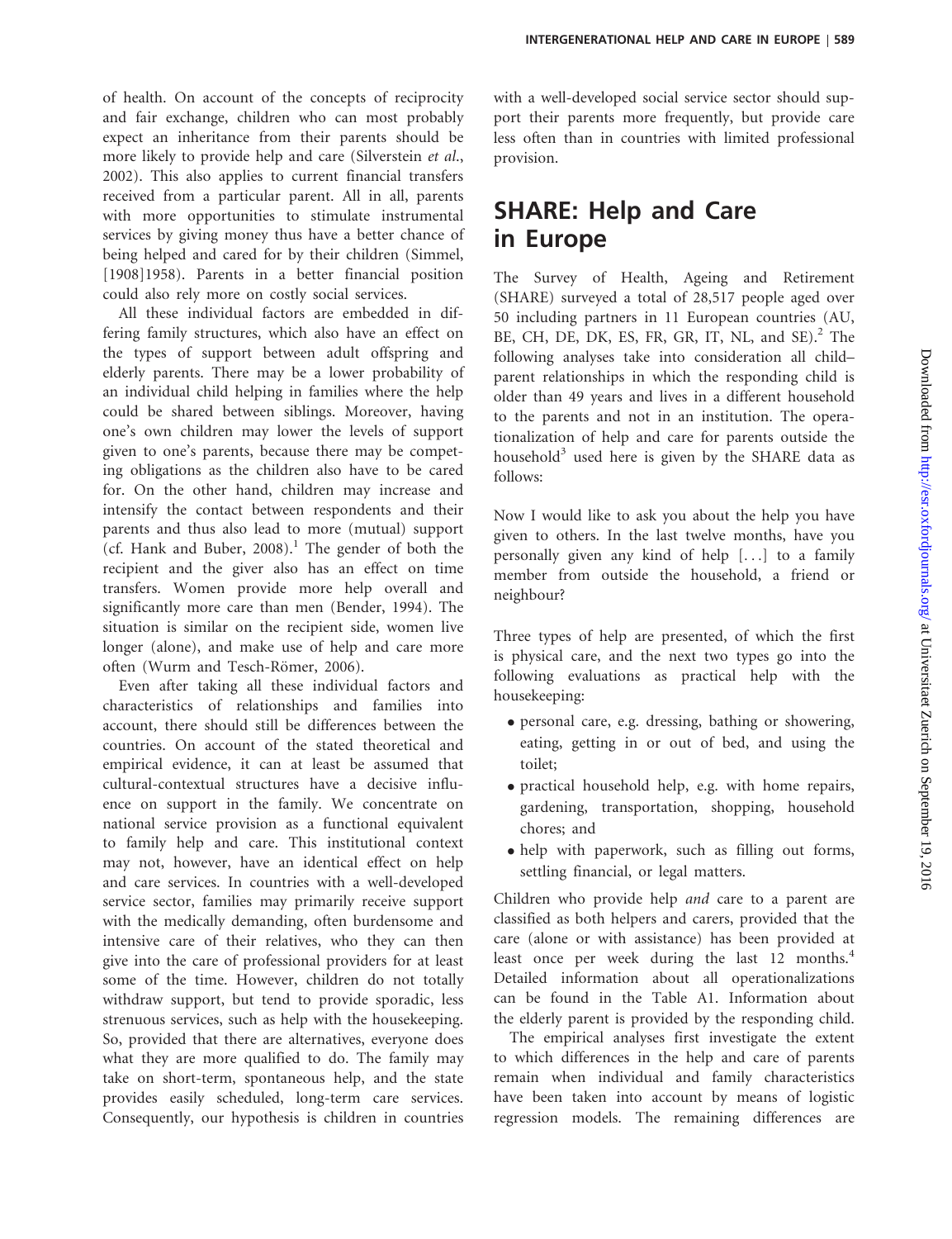of health. On account of the concepts of reciprocity and fair exchange, children who can most probably expect an inheritance from their parents should be more likely to provide help and care (Silverstein *et al.*, 2002). This also applies to current financial transfers received from a particular parent. All in all, parents with more opportunities to stimulate instrumental services by giving money thus have a better chance of being helped and cared for by their children (Simmel, [1908]1958). Parents in a better financial position could also rely more on costly social services.

All these individual factors are embedded in differing family structures, which also have an effect on the types of support between adult offspring and elderly parents. There may be a lower probability of an individual child helping in families where the help could be shared between siblings. Moreover, having one's own children may lower the levels of support given to one's parents, because there may be competing obligations as the children also have to be cared for. On the other hand, children may increase and intensify the contact between respondents and their parents and thus also lead to more (mutual) support (cf. Hank and Buber, 2008).[1] The gender of both the recipient and the giver also has an effect on time transfers. Women provide more help overall and significantly more care than men (Bender, 1994). The situation is similar on the recipient side, women live longer (alone), and make use of help and care more often (Wurm and Tesch-Römer, 2006).

Even after taking all these individual factors and characteristics of relationships and families into account, there should still be differences between the countries. On account of the stated theoretical and empirical evidence, it can at least be assumed that cultural-contextual structures have a decisive influence on support in the family. We concentrate on national service provision as a functional equivalent to family help and care. This institutional context may not, however, have an identical effect on help and care services. In countries with a well-developed service sector, families may primarily receive support with the medically demanding, often burdensome and intensive care of their relatives, who they can then give into the care of professional providers for at least some of the time. However, children do not totally withdraw support, but tend to provide sporadic, less strenuous services, such as help with the housekeeping. So, provided that there are alternatives, everyone does what they are more qualified to do. The family may take on short-term, spontaneous help, and the state provides easily scheduled, long-term care services. Consequently, our hypothesis is children in countries with a well-developed social service sector should support their parents more frequently, but provide care less often than in countries with limited professional provision.

## SHARE: Help and Care in Europe

The Survey of Health, Ageing and Retirement (SHARE) surveyed a total of 28,517 people aged over 50 including partners in 11 European countries (AU, BE, CH, DE, DK, ES, FR, GR, IT, NL, and SE).[2] The following analyses take into consideration all child–parent relationships in which the responding child is older than 49 years and lives in a different household to the parents and not in an institution. The operationalization of help and care for parents outside the household[3] used here is given by the SHARE data as follows:

Now I would like to ask you about the help you have given to others. In the last twelve months, have you personally given any kind of help [...] to a family member from outside the household, a friend or neighbour?

Three types of help are presented, of which the first is physical care, and the next two types go into the following evaluations as practical help with the housekeeping:

- personal care, e.g. dressing, bathing or showering, eating, getting in or out of bed, and using the toilet;
- practical household help, e.g. with home repairs, gardening, transportation, shopping, household chores; and
- help with paperwork, such as filling out forms, settling financial, or legal matters.

Children who provide help *and* care to a parent are classified as both helpers and carers, provided that the care (alone or with assistance) has been provided at least once per week during the last 12 months.[4] Detailed information about all operationalizations can be found in the Table A1. Information about the elderly parent is provided by the responding child.

The empirical analyses first investigate the extent to which differences in the help and care of parents remain when individual and family characteristics have been taken into account by means of logistic regression models. The remaining differences are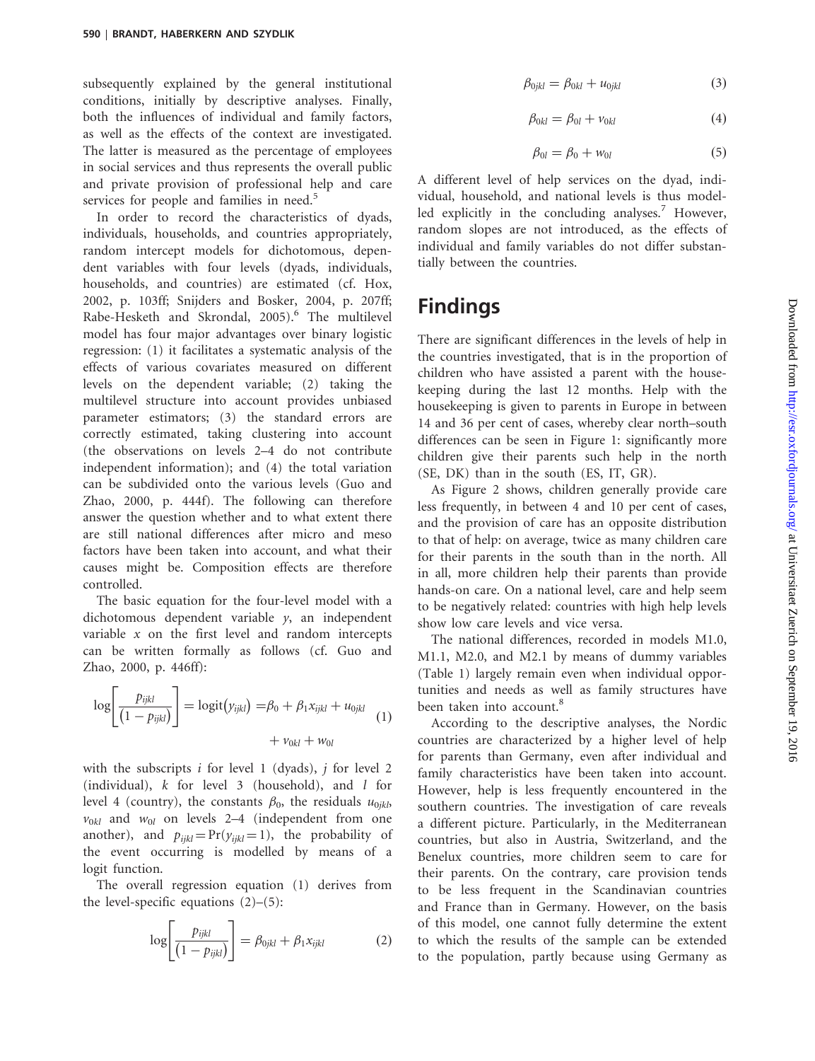subsequently explained by the general institutional conditions, initially by descriptive analyses. Finally, both the influences of individual and family factors, as well as the effects of the context are investigated. The latter is measured as the percentage of employees in social services and thus represents the overall public and private provision of professional help and care services for people and families in need.[5]

In order to record the characteristics of dyads, individuals, households, and countries appropriately, random intercept models for dichotomous, dependent variables with four levels (dyads, individuals, households, and countries) are estimated (cf. Hox, 2002, p. 103ff; Snijders and Bosker, 2004, p. 207ff; Rabe-Hesketh and Skrondal, 2005).[6] The multilevel model has four major advantages over binary logistic regression: (1) it facilitates a systematic analysis of the effects of various covariates measured on different levels on the dependent variable; (2) taking the multilevel structure into account provides unbiased parameter estimators; (3) the standard errors are correctly estimated, taking clustering into account (the observations on levels 2–4 do not contribute independent information); and (4) the total variation can be subdivided onto the various levels (Guo and Zhao, 2000, p. 444f). The following can therefore answer the question whether and to what extent there are still national differences after micro and meso factors have been taken into account, and what their causes might be. Composition effects are therefore controlled.

The basic equation for the four-level model with a dichotomous dependent variable $y$, an independent variable $x$ on the first level and random intercepts can be written formally as follows (cf. Guo and Zhao, 2000, p. 446ff):

$$\log\left[\frac{p_{ijkl}}{(1-p_{ijkl})}\right] = \text{logit}(y_{ijkl}) = \beta_0 + \beta_1 x_{ijkl} + u_{0jkl} + v_{0kl} + w_{0l} \quad (1)$$

with the subscripts $i$ for level 1 (dyads), $j$ for level 2 (individual), $k$ for level 3 (household), and $l$ for level 4 (country), the constants $\beta_0$, the residuals $u_{0jkl}$, $v_{0kl}$ and $w_{0l}$ on levels 2–4 (independent from one another), and $p_{ijkl} = \Pr(y_{ijkl} = 1)$, the probability of the event occurring is modelled by means of a logit function.

The overall regression equation (1) derives from the level-specific equations (2)–(5):

$$\log\left[\frac{p_{ijkl}}{(1-p_{ijkl})}\right] = \beta_{0jkl} + \beta_1 x_{ijkl} \quad (2)$$

$$\beta_{0jkl} = \beta_{0kl} + u_{0jkl} \quad (3)$$

$$\beta_{0kl} = \beta_{0l} + v_{0kl} \quad (4)$$

$$\beta_{0l} = \beta_0 + w_{0l} \quad (5)$$

A different level of help services on the dyad, individual, household, and national levels is thus modelled explicitly in the concluding analyses.[7] However, random slopes are not introduced, as the effects of individual and family variables do not differ substantially between the countries.

## Findings

There are significant differences in the levels of help in the countries investigated, that is in the proportion of children who have assisted a parent with the housekeeping during the last 12 months. Help with the housekeeping is given to parents in Europe in between 14 and 36 per cent of cases, whereby clear north–south differences can be seen in Figure 1: significantly more children give their parents such help in the north (SE, DK) than in the south (ES, IT, GR).

As Figure 2 shows, children generally provide care less frequently, in between 4 and 10 per cent of cases, and the provision of care has an opposite distribution to that of help: on average, twice as many children care for their parents in the south than in the north. All in all, more children help their parents than provide hands-on care. On a national level, care and help seem to be negatively related: countries with high help levels show low care levels and vice versa.

The national differences, recorded in models M1.0, M1.1, M2.0, and M2.1 by means of dummy variables (Table 1) largely remain even when individual opportunities and needs as well as family structures have been taken into account.[8]

According to the descriptive analyses, the Nordic countries are characterized by a higher level of help for parents than Germany, even after individual and family characteristics have been taken into account. However, help is less frequently encountered in the southern countries. The investigation of care reveals a different picture. Particularly, in the Mediterranean countries, but also in Austria, Switzerland, and the Benelux countries, more children seem to care for their parents. On the contrary, care provision tends to be less frequent in the Scandinavian countries and France than in Germany. However, on the basis of this model, one cannot fully determine the extent to which the results of the sample can be extended to the population, partly because using Germany as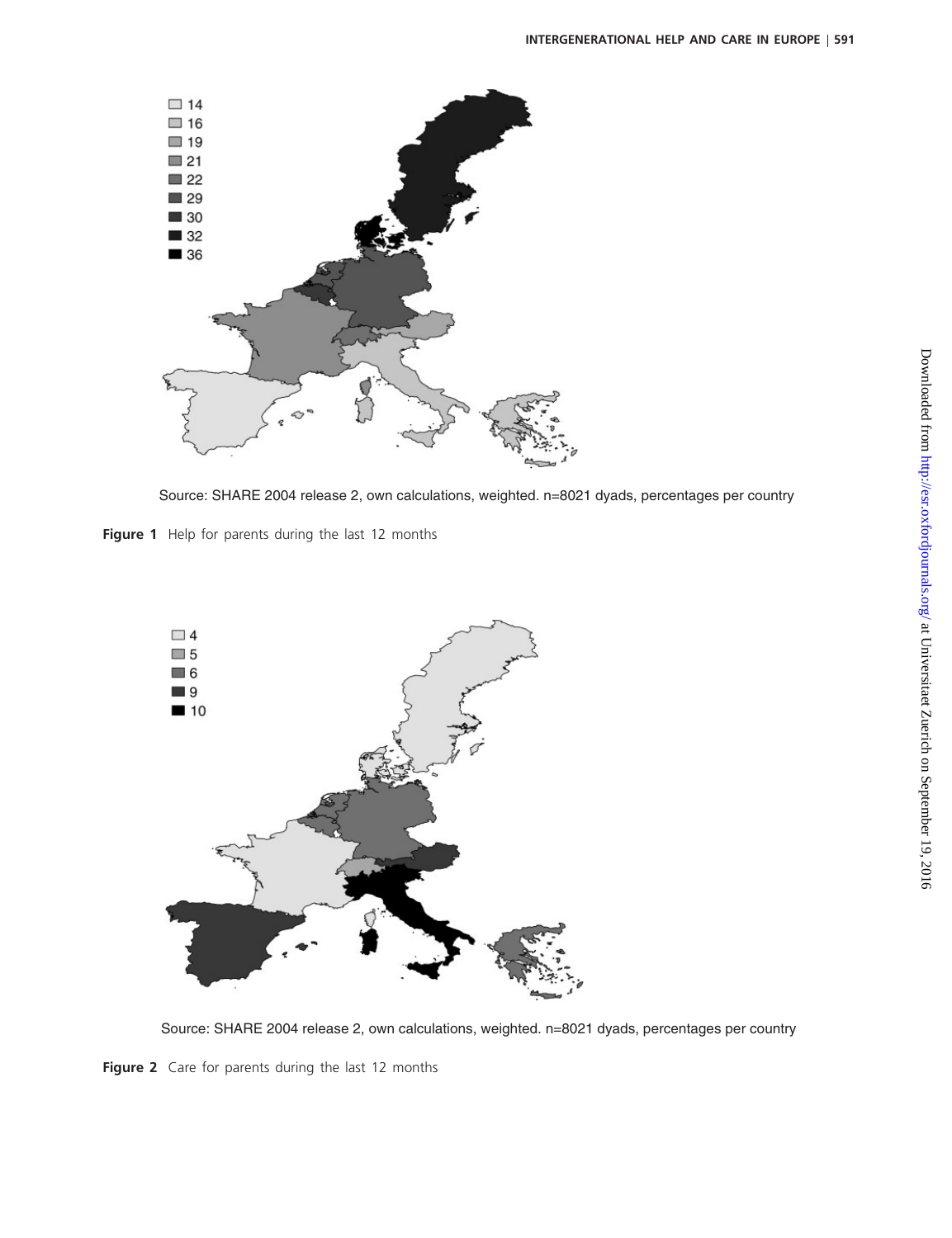Source: SHARE 2004 release 2, own calculations, weighted. n=8021 dyads, percentages per country

**Figure 1** Help for parents during the last 12 months

Source: SHARE 2004 release 2, own calculations, weighted. n=8021 dyads, percentages per country

**Figure 2** Care for parents during the last 12 months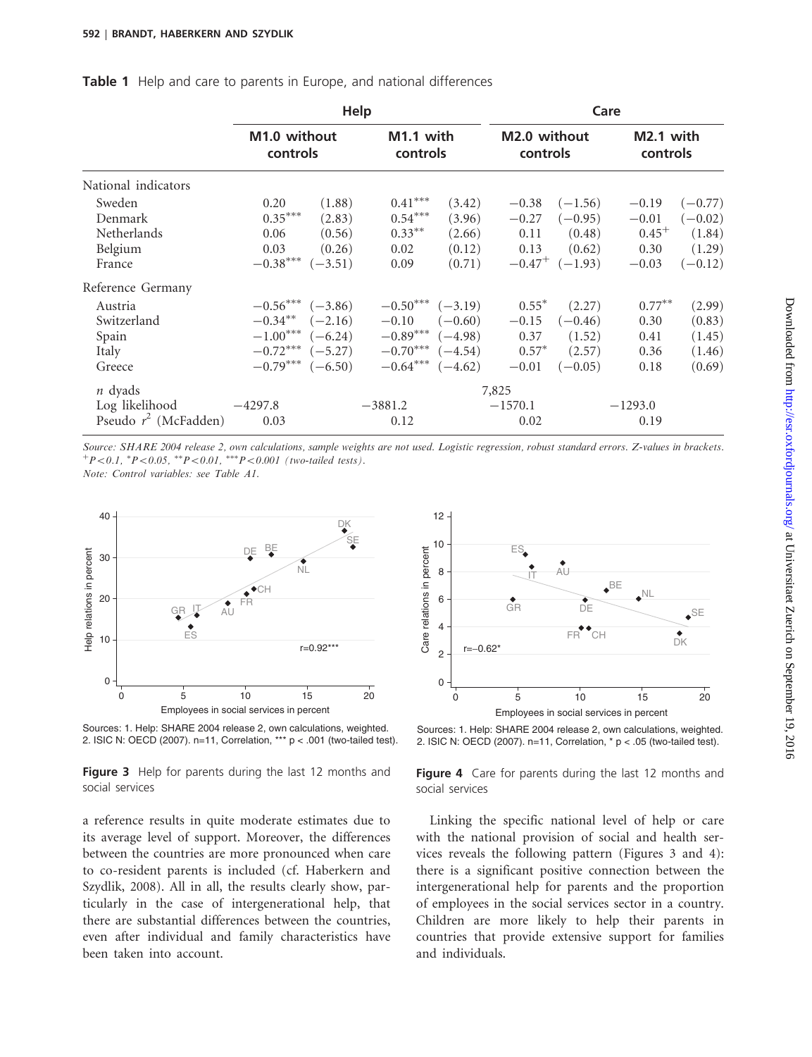**Table 1** Help and care to parents in Europe, and national differences

| | Help | | | | Care | | | |
|---|---|---|---|---|---|---|---|---|
| | M1.0 without controls | | M1.1 with controls | | M2.0 without controls | | M2.1 with controls | |
| National indicators | | | | | | | | |
| Sweden | 0.20 | (1.88) | $0.41^{***}$ | (3.42) | −0.38 | (−1.56) | −0.19 | (−0.77) |
| Denmark | $0.35^{***}$ | (2.83) | $0.54^{***}$ | (3.96) | −0.27 | (−0.95) | −0.01 | (−0.02) |
| Netherlands | 0.06 | (0.56) | $0.33^{**}$ | (2.66) | 0.11 | (0.48) | $0.45^{+}$ | (1.84) |
| Belgium | 0.03 | (0.26) | 0.02 | (0.12) | 0.13 | (0.62) | 0.30 | (1.29) |
| France | $-0.38^{***}$ | (−3.51) | 0.09 | (0.71) | $-0.47^{+}$ | (−1.93) | −0.03 | (−0.12) |
| Reference Germany | | | | | | | | |
| Austria | $-0.56^{***}$ | (−3.86) | $-0.50^{***}$ | (−3.19) | $0.55^{*}$ | (2.27) | $0.77^{**}$ | (2.99) |
| Switzerland | $-0.34^{**}$ | (−2.16) | −0.10 | (−0.60) | −0.15 | (−0.46) | 0.30 | (0.83) |
| Spain | $-1.00^{***}$ | (−6.24) | $-0.89^{***}$ | (−4.98) | 0.37 | (1.52) | 0.41 | (1.45) |
| Italy | $-0.72^{***}$ | (−5.27) | $-0.70^{***}$ | (−4.54) | $0.57^{*}$ | (2.57) | 0.36 | (1.46) |
| Greece | $-0.79^{***}$ | (−6.50) | $-0.64^{***}$ | (−4.62) | −0.01 | (−0.05) | 0.18 | (0.69) |
| *n* dyads | | | | | 7,825 | | | |
| Log likelihood | −4297.8 | | −3881.2 | | −1570.1 | | −1293.0 | |
| Pseudo $r^2$ (McFadden) | 0.03 | | 0.12 | | 0.02 | | 0.19 | |

*Source: SHARE 2004 release 2, own calculations, sample weights are not used. Logistic regression, robust standard errors. Z-values in brackets.* $^{+}P<0.1$, $^{*}P<0.05$, $^{**}P<0.01$, $^{***}P<0.001$ *(two-tailed tests).*
*Note: Control variables: see Table A1.*

Sources: 1. Help: SHARE 2004 release 2, own calculations, weighted. 2. ISIC N: OECD (2007). n=11, Correlation, *** p < .001 (two-tailed test).

**Figure 3** Help for parents during the last 12 months and social services

Sources: 1. Help: SHARE 2004 release 2, own calculations, weighted. 2. ISIC N: OECD (2007). n=11, Correlation, * p < .05 (two-tailed test).

**Figure 4** Care for parents during the last 12 months and social services

a reference results in quite moderate estimates due to its average level of support. Moreover, the differences between the countries are more pronounced when care to co-resident parents is included (cf. Haberkern and Szydlik, 2008). All in all, the results clearly show, particularly in the case of intergenerational help, that there are substantial differences between the countries, even after individual and family characteristics have been taken into account.

Linking the specific national level of help or care with the national provision of social and health services reveals the following pattern (Figures 3 and 4): there is a significant positive connection between the intergenerational help for parents and the proportion of employees in the social services sector in a country. Children are more likely to help their parents in countries that provide extensive support for families and individuals.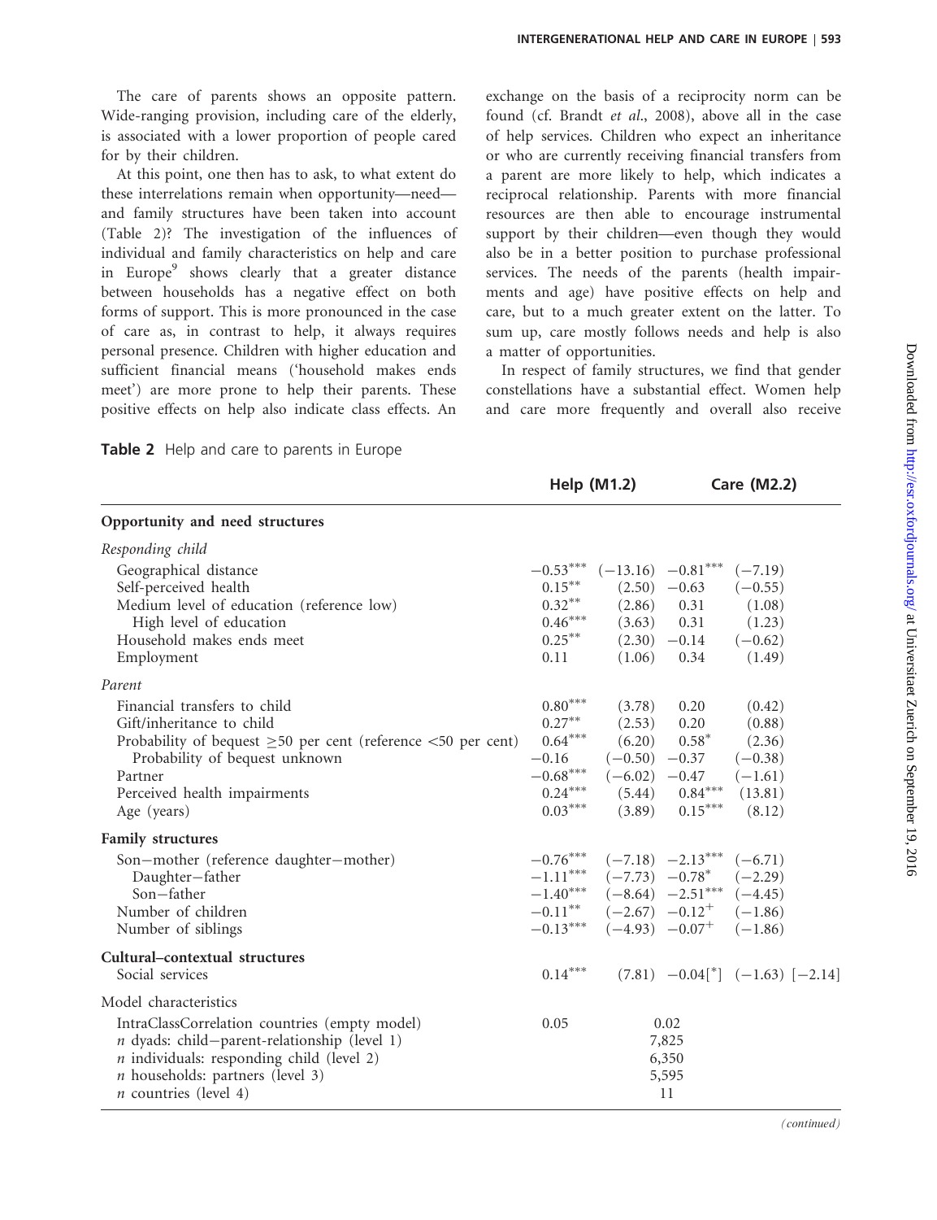The care of parents shows an opposite pattern. Wide-ranging provision, including care of the elderly, is associated with a lower proportion of people cared for by their children.

At this point, one then has to ask, to what extent do these interrelations remain when opportunity—need—and family structures have been taken into account (Table 2)? The investigation of the influences of individual and family characteristics on help and care in Europe[9] shows clearly that a greater distance between households has a negative effect on both forms of support. This is more pronounced in the case of care as, in contrast to help, it always requires personal presence. Children with higher education and sufficient financial means ('household makes ends meet') are more prone to help their parents. These positive effects on help also indicate class effects. An exchange on the basis of a reciprocity norm can be found (cf. Brandt *et al.*, 2008), above all in the case of help services. Children who expect an inheritance or who are currently receiving financial transfers from a parent are more likely to help, which indicates a reciprocal relationship. Parents with more financial resources are then able to encourage instrumental support by their children—even though they would also be in a better position to purchase professional services. The needs of the parents (health impairments and age) have positive effects on help and care, but to a much greater extent on the latter. To sum up, care mostly follows needs and help is also a matter of opportunities.

In respect of family structures, we find that gender constellations have a substantial effect. Women help and care more frequently and overall also receive

**Table 2** Help and care to parents in Europe

| | Help (M1.2) | | Care (M2.2) | |
|---|---|---|---|---|
| **Opportunity and need structures** | | | | |
| *Responding child* | | | | |
| Geographical distance | −0.53*** | (−13.16) | −0.81*** | (−7.19) |
| Self-perceived health | 0.15** | (2.50) | −0.63 | (−0.55) |
| Medium level of education (reference low) | 0.32** | (2.86) | 0.31 | (1.08) |
| High level of education | 0.46*** | (3.63) | 0.31 | (1.23) |
| Household makes ends meet | 0.25** | (2.30) | −0.14 | (−0.62) |
| Employment | 0.11 | (1.06) | 0.34 | (1.49) |
| *Parent* | | | | |
| Financial transfers to child | 0.80*** | (3.78) | 0.20 | (0.42) |
| Gift/inheritance to child | 0.27** | (2.53) | 0.20 | (0.88) |
| Probability of bequest $\geq$50 per cent (reference <50 per cent) | 0.64*** | (6.20) | 0.58* | (2.36) |
| Probability of bequest unknown | −0.16 | (−0.50) | −0.37 | (−0.38) |
| Partner | −0.68*** | (−6.02) | −0.47 | (−1.61) |
| Perceived health impairments | 0.24*** | (5.44) | 0.84*** | (13.81) |
| Age (years) | 0.03*** | (3.89) | 0.15*** | (8.12) |
| **Family structures** | | | | |
| Son−mother (reference daughter−mother) | −0.76*** | (−7.18) | −2.13*** | (−6.71) |
| Daughter−father | −1.11*** | (−7.73) | −0.78* | (−2.29) |
| Son−father | −1.40*** | (−8.64) | −2.51*** | (−4.45) |
| Number of children | −0.11** | (−2.67) | −0.12+ | (−1.86) |
| Number of siblings | −0.13*** | (−4.93) | −0.07+ | (−1.86) |
| **Cultural–contextual structures** | | | | |
| Social services | 0.14*** | (7.81) | −0.04[*] | (−1.63) [−2.14] |
| Model characteristics | | | | |
| IntraClassCorrelation countries (empty model) | 0.05 | | 0.02 | |
| *n* dyads: child−parent-relationship (level 1) | | 7,825 | | |
| *n* individuals: responding child (level 2) | | 6,350 | | |
| *n* households: partners (level 3) | | 5,595 | | |
| *n* countries (level 4) | | 11 | | |

*(continued)*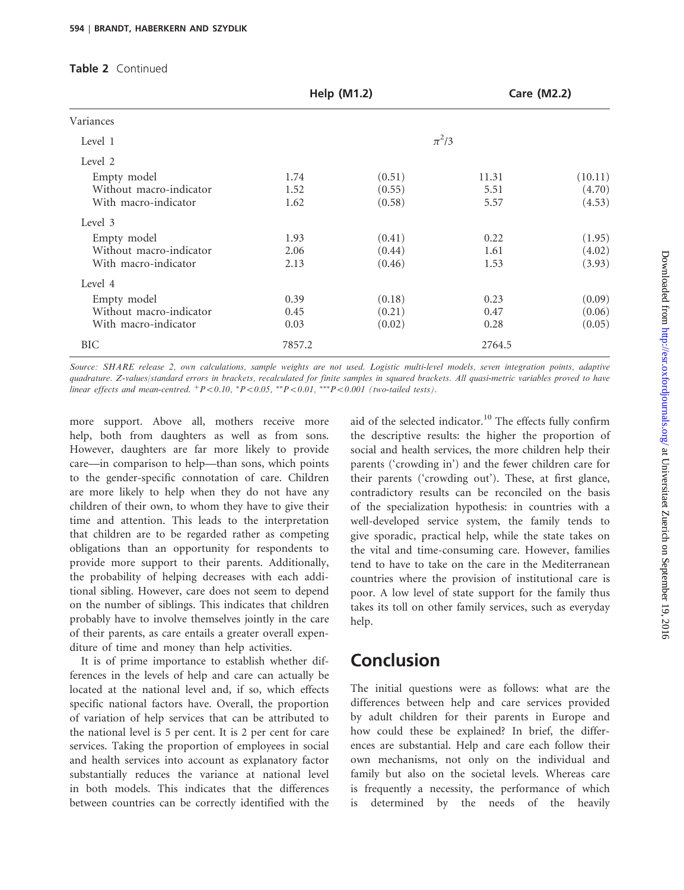**Table 2** Continued

| | Help (M1.2) | | Care (M2.2) | |
|---|---|---|---|---|
| Variances | | | | |
| Level 1 | | $\pi^2/3$ | | |
| Level 2 | | | | |
| Empty model | 1.74 | (0.51) | 11.31 | (10.11) |
| Without macro-indicator | 1.52 | (0.55) | 5.51 | (4.70) |
| With macro-indicator | 1.62 | (0.58) | 5.57 | (4.53) |
| Level 3 | | | | |
| Empty model | 1.93 | (0.41) | 0.22 | (1.95) |
| Without macro-indicator | 2.06 | (0.44) | 1.61 | (4.02) |
| With macro-indicator | 2.13 | (0.46) | 1.53 | (3.93) |
| Level 4 | | | | |
| Empty model | 0.39 | (0.18) | 0.23 | (0.09) |
| Without macro-indicator | 0.45 | (0.21) | 0.47 | (0.06) |
| With macro-indicator | 0.03 | (0.02) | 0.28 | (0.05) |
| BIC | 7857.2 | | 2764.5 | |

*Source: SHARE release 2, own calculations, sample weights are not used. Logistic multi-level models, seven integration points, adaptive quadrature. Z-values/standard errors in brackets, recalculated for finite samples in squared brackets. All quasi-metric variables proved to have linear effects and mean-centred.* $^{+}P<0.10$, $^{*}P<0.05$, $^{**}P<0.01$, $^{***}P<0.001$ *(two-tailed tests).*

more support. Above all, mothers receive more help, both from daughters as well as from sons. However, daughters are far more likely to provide care—in comparison to help—than sons, which points to the gender-specific connotation of care. Children are more likely to help when they do not have any children of their own, to whom they have to give their time and attention. This leads to the interpretation that children are to be regarded rather as competing obligations than an opportunity for respondents to provide more support to their parents. Additionally, the probability of helping decreases with each additional sibling. However, care does not seem to depend on the number of siblings. This indicates that children probably have to involve themselves jointly in the care of their parents, as care entails a greater overall expenditure of time and money than help activities.

It is of prime importance to establish whether differences in the levels of help and care can actually be located at the national level and, if so, which effects specific national factors have. Overall, the proportion of variation of help services that can be attributed to the national level is 5 per cent. It is 2 per cent for care services. Taking the proportion of employees in social and health services into account as explanatory factor substantially reduces the variance at national level in both models. This indicates that the differences between countries can be correctly identified with the aid of the selected indicator.[10] The effects fully confirm the descriptive results: the higher the proportion of social and health services, the more children help their parents ('crowding in') and the fewer children care for their parents ('crowding out'). These, at first glance, contradictory results can be reconciled on the basis of the specialization hypothesis: in countries with a well-developed service system, the family tends to give sporadic, practical help, while the state takes on the vital and time-consuming care. However, families tend to have to take on the care in the Mediterranean countries where the provision of institutional care is poor. A low level of state support for the family thus takes its toll on other family services, such as everyday help.

## Conclusion

The initial questions were as follows: what are the differences between help and care services provided by adult children for their parents in Europe and how could these be explained? In brief, the differences are substantial. Help and care each follow their own mechanisms, not only on the individual and family but also on the societal levels. Whereas care is frequently a necessity, the performance of which is determined by the needs of the heavily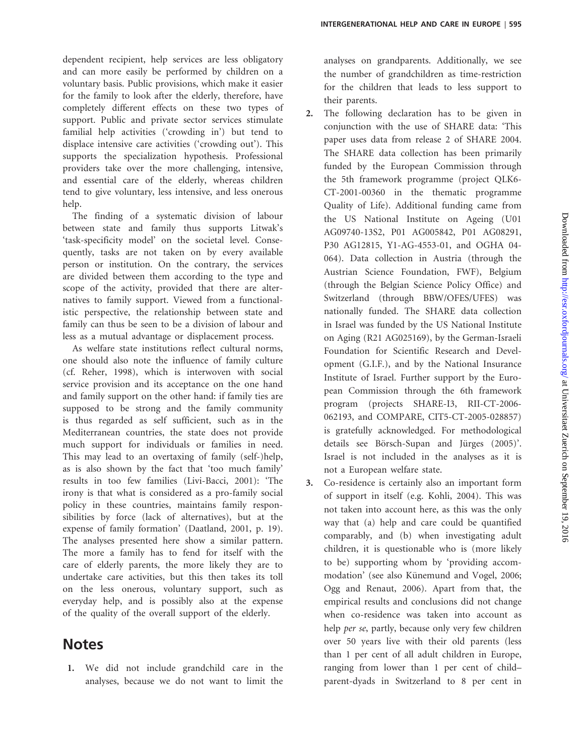dependent recipient, help services are less obligatory and can more easily be performed by children on a voluntary basis. Public provisions, which make it easier for the family to look after the elderly, therefore, have completely different effects on these two types of support. Public and private sector services stimulate familial help activities ('crowding in') but tend to displace intensive care activities ('crowding out'). This supports the specialization hypothesis. Professional providers take over the more challenging, intensive, and essential care of the elderly, whereas children tend to give voluntary, less intensive, and less onerous help.

The finding of a systematic division of labour between state and family thus supports Litwak's 'task-specificity model' on the societal level. Consequently, tasks are not taken on by every available person or institution. On the contrary, the services are divided between them according to the type and scope of the activity, provided that there are alternatives to family support. Viewed from a functionalistic perspective, the relationship between state and family can thus be seen to be a division of labour and less as a mutual advantage or displacement process.

As welfare state institutions reflect cultural norms, one should also note the influence of family culture (cf. Reher, 1998), which is interwoven with social service provision and its acceptance on the one hand and family support on the other hand: if family ties are supposed to be strong and the family community is thus regarded as self sufficient, such as in the Mediterranean countries, the state does not provide much support for individuals or families in need. This may lead to an overtaxing of family (self-)help, as is also shown by the fact that 'too much family' results in too few families (Livi-Bacci, 2001): 'The irony is that what is considered as a pro-family social policy in these countries, maintains family responsibilities by force (lack of alternatives), but at the expense of family formation' (Daatland, 2001, p. 19). The analyses presented here show a similar pattern. The more a family has to fend for itself with the care of elderly parents, the more likely they are to undertake care activities, but this then takes its toll on the less onerous, voluntary support, such as everyday help, and is possibly also at the expense of the quality of the overall support of the elderly.

## Notes

1. We did not include grandchild care in the analyses, because we do not want to limit the analyses on grandparents. Additionally, we see the number of grandchildren as time-restriction for the children that leads to less support to their parents.
2. The following declaration has to be given in conjunction with the use of SHARE data: 'This paper uses data from release 2 of SHARE 2004. The SHARE data collection has been primarily funded by the European Commission through the 5th framework programme (project QLK6-CT-2001-00360 in the thematic programme Quality of Life). Additional funding came from the US National Institute on Ageing (U01 AG09740-13S2, P01 AG005842, P01 AG08291, P30 AG12815, Y1-AG-4553-01, and OGHA 04-064). Data collection in Austria (through the Austrian Science Foundation, FWF), Belgium (through the Belgian Science Policy Office) and Switzerland (through BBW/OFES/UFES) was nationally funded. The SHARE data collection in Israel was funded by the US National Institute on Aging (R21 AG025169), by the German-Israeli Foundation for Scientific Research and Development (G.I.F.), and by the National Insurance Institute of Israel. Further support by the European Commission through the 6th framework program (projects SHARE-I3, RII-CT-2006-062193, and COMPARE, CIT5-CT-2005-028857) is gratefully acknowledged. For methodological details see Börsch-Supan and Jürges (2005)'. Israel is not included in the analyses as it is not a European welfare state.
3. Co-residence is certainly also an important form of support in itself (e.g. Kohli, 2004). This was not taken into account here, as this was the only way that (a) help and care could be quantified comparably, and (b) when investigating adult children, it is questionable who is (more likely to be) supporting whom by 'providing accommodation' (see also Künemund and Vogel, 2006; Ogg and Renaut, 2006). Apart from that, the empirical results and conclusions did not change when co-residence was taken into account as help *per se*, partly, because only very few children over 50 years live with their old parents (less than 1 per cent of all adult children in Europe, ranging from lower than 1 per cent of child–parent-dyads in Switzerland to 8 per cent in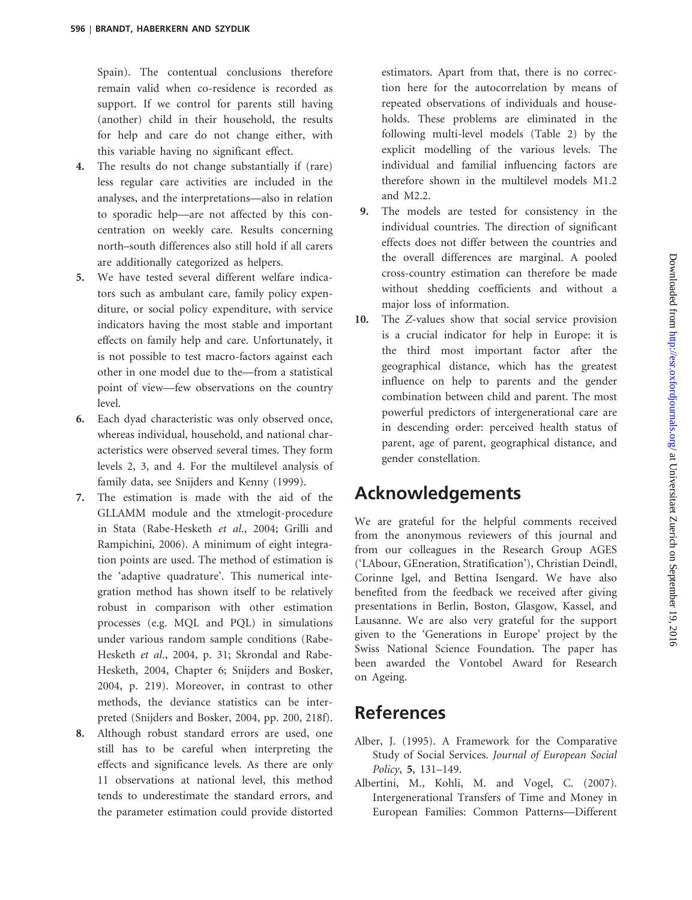Spain). The contentual conclusions therefore remain valid when co-residence is recorded as support. If we control for parents still having (another) child in their household, the results for help and care do not change either, with this variable having no significant effect.

4. The results do not change substantially if (rare) less regular care activities are included in the analyses, and the interpretations—also in relation to sporadic help—are not affected by this concentration on weekly care. Results concerning north–south differences also still hold if all carers are additionally categorized as helpers.
5. We have tested several different welfare indicators such as ambulant care, family policy expenditure, or social policy expenditure, with service indicators having the most stable and important effects on family help and care. Unfortunately, it is not possible to test macro-factors against each other in one model due to the—from a statistical point of view—few observations on the country level.
6. Each dyad characteristic was only observed once, whereas individual, household, and national characteristics were observed several times. They form levels 2, 3, and 4. For the multilevel analysis of family data, see Snijders and Kenny (1999).
7. The estimation is made with the aid of the GLLAMM module and the xtmelogit-procedure in Stata (Rabe-Hesketh *et al*., 2004; Grilli and Rampichini, 2006). A minimum of eight integration points are used. The method of estimation is the 'adaptive quadrature'. This numerical integration method has shown itself to be relatively robust in comparison with other estimation processes (e.g. MQL and PQL) in simulations under various random sample conditions (Rabe-Hesketh *et al*., 2004, p. 31; Skrondal and Rabe-Hesketh, 2004, Chapter 6; Snijders and Bosker, 2004, p. 219). Moreover, in contrast to other methods, the deviance statistics can be interpreted (Snijders and Bosker, 2004, pp. 200, 218f).
8. Although robust standard errors are used, one still has to be careful when interpreting the effects and significance levels. As there are only 11 observations at national level, this method tends to underestimate the standard errors, and the parameter estimation could provide distorted estimators. Apart from that, there is no correction here for the autocorrelation by means of repeated observations of individuals and households. These problems are eliminated in the following multi-level models (Table 2) by the explicit modelling of the various levels. The individual and familial influencing factors are therefore shown in the multilevel models M1.2 and M2.2.
9. The models are tested for consistency in the individual countries. The direction of significant effects does not differ between the countries and the overall differences are marginal. A pooled cross-country estimation can therefore be made without shedding coefficients and without a major loss of information.
10. The *Z*-values show that social service provision is a crucial indicator for help in Europe: it is the third most important factor after the geographical distance, which has the greatest influence on help to parents and the gender combination between child and parent. The most powerful predictors of intergenerational care are in descending order: perceived health status of parent, age of parent, geographical distance, and gender constellation.

## Acknowledgements

We are grateful for the helpful comments received from the anonymous reviewers of this journal and from our colleagues in the Research Group AGES ('LAbour, GEneration, Stratification'), Christian Deindl, Corinne Igel, and Bettina Isengard. We have also benefited from the feedback we received after giving presentations in Berlin, Boston, Glasgow, Kassel, and Lausanne. We are also very grateful for the support given to the 'Generations in Europe' project by the Swiss National Science Foundation. The paper has been awarded the Vontobel Award for Research on Ageing.

## References

Alber, J. (1995). A Framework for the Comparative Study of Social Services. *Journal of European Social Policy*, **5**, 131–149.

Albertini, M., Kohli, M. and Vogel, C. (2007). Intergenerational Transfers of Time and Money in European Families: Common Patterns—Different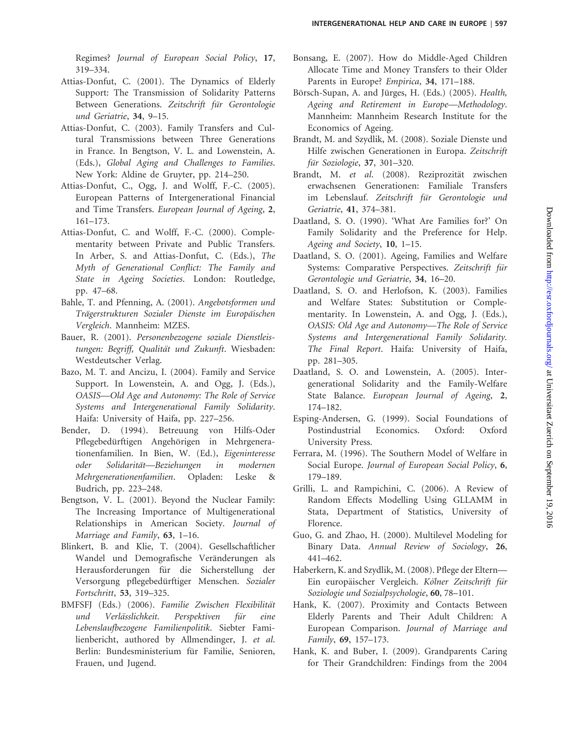Regimes? *Journal of European Social Policy*, **17**, 319–334.

Attias-Donfut, C. (2001). The Dynamics of Elderly Support: The Transmission of Solidarity Patterns Between Generations. *Zeitschrift für Gerontologie und Geriatrie*, **34**, 9–15.

Attias-Donfut, C. (2003). Family Transfers and Cultural Transmissions between Three Generations in France. In Bengtson, V. L. and Lowenstein, A. (Eds.), *Global Aging and Challenges to Families*. New York: Aldine de Gruyter, pp. 214–250.

Attias-Donfut, C., Ogg, J. and Wolff, F.-C. (2005). European Patterns of Intergenerational Financial and Time Transfers. *European Journal of Ageing*, **2**, 161–173.

Attias-Donfut, C. and Wolff, F.-C. (2000). Complementarity between Private and Public Transfers. In Arber, S. and Attias-Donfut, C. (Eds.), *The Myth of Generational Conflict: The Family and State in Ageing Societies*. London: Routledge, pp. 47–68.

Bahle, T. and Pfenning, A. (2001). *Angebotsformen und Trägerstrukturen Sozialer Dienste im Europäischen Vergleich*. Mannheim: MZES.

Bauer, R. (2001). *Personenbezogene soziale Dienstleistungen: Begriff, Qualität und Zukunft*. Wiesbaden: Westdeutscher Verlag.

Bazo, M. T. and Ancizu, I. (2004). Family and Service Support. In Lowenstein, A. and Ogg, J. (Eds.), *OASIS—Old Age and Autonomy: The Role of Service Systems and Intergenerational Family Solidarity*. Haifa: University of Haifa, pp. 227–256.

Bender, D. (1994). Betreuung von Hilfs-Oder Pflegebedürftigen Angehörigen in Mehrgenerationenfamilien. In Bien, W. (Ed.), *Eigeninteresse oder Solidarität—Beziehungen in modernen Mehrgenerationenfamilien*. Opladen: Leske & Budrich, pp. 223–248.

Bengtson, V. L. (2001). Beyond the Nuclear Family: The Increasing Importance of Multigenerational Relationships in American Society. *Journal of Marriage and Family*, **63**, 1–16.

Blinkert, B. and Klie, T. (2004). Gesellschaftlicher Wandel und Demografische Veränderungen als Herausforderungen für die Sicherstellung der Versorgung pflegebedürftiger Menschen. *Sozialer Fortschritt*, **53**, 319–325.

BMFSFJ (Eds.) (2006). *Familie Zwischen Flexibilität und Verlässlichkeit. Perspektiven für eine Lebenslaufbezogene Familienpolitik*. Siebter Familienbericht, authored by Allmendinger, J. *et al.* Berlin: Bundesministerium für Familie, Senioren, Frauen, und Jugend.

Bonsang, E. (2007). How do Middle-Aged Children Allocate Time and Money Transfers to their Older Parents in Europe? *Empirica*, **34**, 171–188.

Börsch-Supan, A. and Jürges, H. (Eds.) (2005). *Health, Ageing and Retirement in Europe—Methodology*. Mannheim: Mannheim Research Institute for the Economics of Ageing.

Brandt, M. and Szydlik, M. (2008). Soziale Dienste und Hilfe zwischen Generationen in Europa. *Zeitschrift für Soziologie*, **37**, 301–320.

Brandt, M. *et al.* (2008). Reziprozität zwischen erwachsenen Generationen: Familiale Transfers im Lebenslauf. *Zeitschrift für Gerontologie und Geriatrie*, **41**, 374–381.

Daatland, S. O. (1990). 'What Are Families for?' On Family Solidarity and the Preference for Help. *Ageing and Society*, **10**, 1–15.

Daatland, S. O. (2001). Ageing, Families and Welfare Systems: Comparative Perspectives. *Zeitschrift für Gerontologie und Geriatrie*, **34**, 16–20.

Daatland, S. O. and Herlofson, K. (2003). Families and Welfare States: Substitution or Complementarity. In Lowenstein, A. and Ogg, J. (Eds.), *OASIS: Old Age and Autonomy—The Role of Service Systems and Intergenerational Family Solidarity. The Final Report*. Haifa: University of Haifa, pp. 281–305.

Daatland, S. O. and Lowenstein, A. (2005). Intergenerational Solidarity and the Family-Welfare State Balance. *European Journal of Ageing*, **2**, 174–182.

Esping-Andersen, G. (1999). Social Foundations of Postindustrial Economics. Oxford: Oxford University Press.

Ferrara, M. (1996). The Southern Model of Welfare in Social Europe. *Journal of European Social Policy*, **6**, 179–189.

Grilli, L. and Rampichini, C. (2006). A Review of Random Effects Modelling Using GLLAMM in Stata, Department of Statistics, University of Florence.

Guo, G. and Zhao, H. (2000). Multilevel Modeling for Binary Data. *Annual Review of Sociology*, **26**, 441–462.

Haberkern, K. and Szydlik, M. (2008). Pflege der Eltern—Ein europäischer Vergleich. *Kölner Zeitschrift für Soziologie und Sozialpsychologie*, **60**, 78–101.

Hank, K. (2007). Proximity and Contacts Between Elderly Parents and Their Adult Children: A European Comparison. *Journal of Marriage and Family*, **69**, 157–173.

Hank, K. and Buber, I. (2009). Grandparents Caring for Their Grandchildren: Findings from the 2004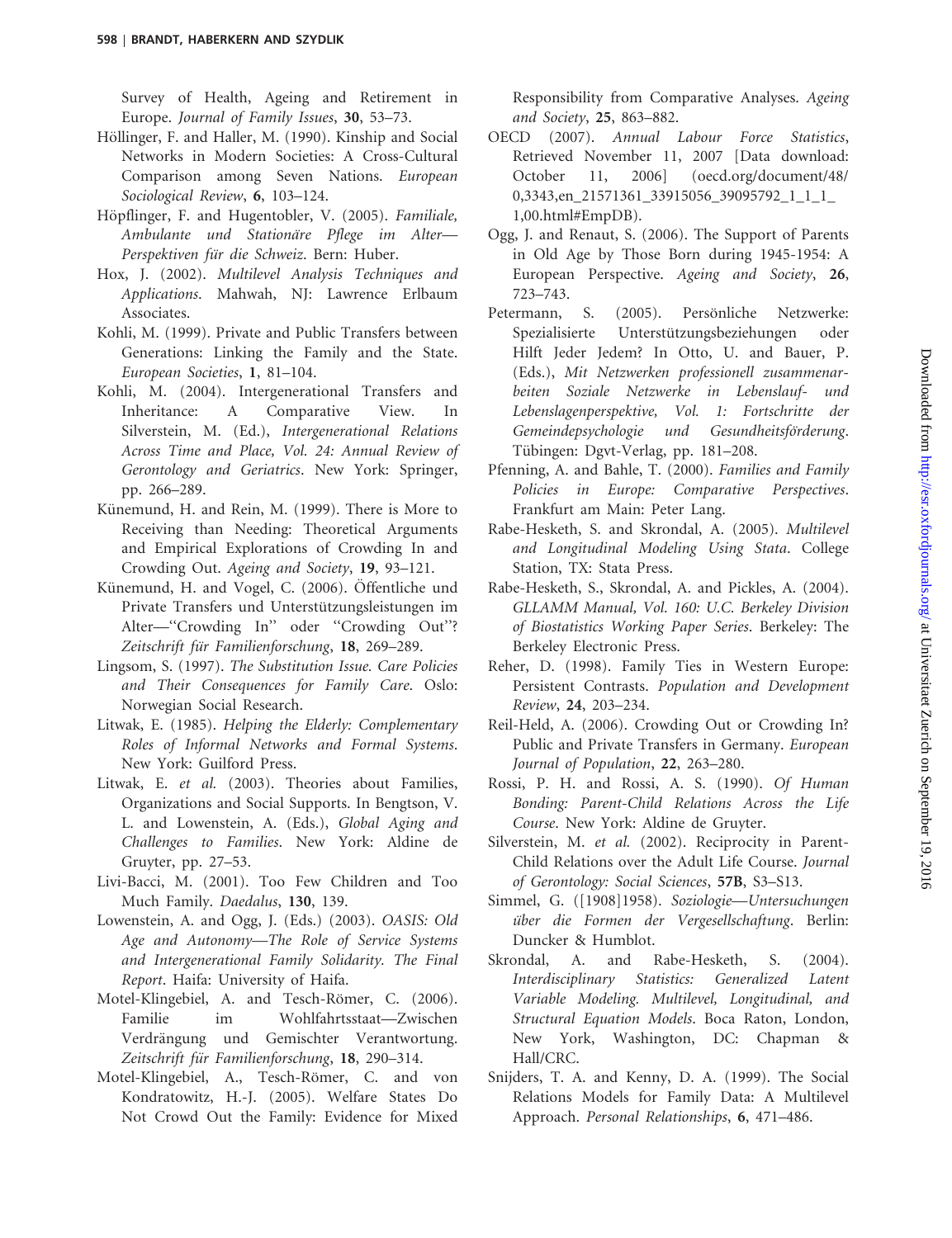Survey of Health, Ageing and Retirement in Europe. *Journal of Family Issues*, **30**, 53–73.

Höllinger, F. and Haller, M. (1990). Kinship and Social Networks in Modern Societies: A Cross-Cultural Comparison among Seven Nations. *European Sociological Review*, **6**, 103–124.

Höpflinger, F. and Hugentobler, V. (2005). *Familiale, Ambulante und Stationäre Pflege im Alter—Perspektiven für die Schweiz*. Bern: Huber.

Hox, J. (2002). *Multilevel Analysis Techniques and Applications*. Mahwah, NJ: Lawrence Erlbaum Associates.

Kohli, M. (1999). Private and Public Transfers between Generations: Linking the Family and the State. *European Societies*, **1**, 81–104.

Kohli, M. (2004). Intergenerational Transfers and Inheritance: A Comparative View. In Silverstein, M. (Ed.), *Intergenerational Relations Across Time and Place, Vol. 24: Annual Review of Gerontology and Geriatrics*. New York: Springer, pp. 266–289.

Künemund, H. and Rein, M. (1999). There is More to Receiving than Needing: Theoretical Arguments and Empirical Explorations of Crowding In and Crowding Out. *Ageing and Society*, **19**, 93–121.

Künemund, H. and Vogel, C. (2006). Öffentliche und Private Transfers und Unterstützungsleistungen im Alter—"Crowding In" oder "Crowding Out"? *Zeitschrift für Familienforschung*, **18**, 269–289.

Lingsom, S. (1997). *The Substitution Issue. Care Policies and Their Consequences for Family Care*. Oslo: Norwegian Social Research.

Litwak, E. (1985). *Helping the Elderly: Complementary Roles of Informal Networks and Formal Systems*. New York: Guilford Press.

Litwak, E. *et al.* (2003). Theories about Families, Organizations and Social Supports. In Bengtson, V. L. and Lowenstein, A. (Eds.), *Global Aging and Challenges to Families*. New York: Aldine de Gruyter, pp. 27–53.

Livi-Bacci, M. (2001). Too Few Children and Too Much Family. *Daedalus*, **130**, 139.

Lowenstein, A. and Ogg, J. (Eds.) (2003). *OASIS: Old Age and Autonomy—The Role of Service Systems and Intergenerational Family Solidarity. The Final Report*. Haifa: University of Haifa.

Motel-Klingebiel, A. and Tesch-Römer, C. (2006). Familie im Wohlfahrtsstaat—Zwischen Verdrängung und Gemischter Verantwortung. *Zeitschrift für Familienforschung*, **18**, 290–314.

Motel-Klingebiel, A., Tesch-Römer, C. and von Kondratowitz, H.-J. (2005). Welfare States Do Not Crowd Out the Family: Evidence for Mixed Responsibility from Comparative Analyses. *Ageing and Society*, **25**, 863–882.

OECD (2007). *Annual Labour Force Statistics*, Retrieved November 11, 2007 [Data download: October 11, 2006] (oecd.org/document/48/0,3343,en_21571361_33915056_39095792_1_1_1_1,00.html#EmpDB).

Ogg, J. and Renaut, S. (2006). The Support of Parents in Old Age by Those Born during 1945-1954: A European Perspective. *Ageing and Society*, **26**, 723–743.

Petermann, S. (2005). Persönliche Netzwerke: Spezialisierte Unterstützungsbeziehungen oder Hilft Jeder Jedem? In Otto, U. and Bauer, P. (Eds.), *Mit Netzwerken professionell zusammenarbeiten Soziale Netzwerke in Lebenslauf- und Lebenslagenperspektive, Vol. 1: Fortschritte der Gemeindepsychologie und Gesundheitsförderung*. Tübingen: Dgvt-Verlag, pp. 181–208.

Pfenning, A. and Bahle, T. (2000). *Families and Family Policies in Europe: Comparative Perspectives*. Frankfurt am Main: Peter Lang.

Rabe-Hesketh, S. and Skrondal, A. (2005). *Multilevel and Longitudinal Modeling Using Stata*. College Station, TX: Stata Press.

Rabe-Hesketh, S., Skrondal, A. and Pickles, A. (2004). *GLLAMM Manual, Vol. 160: U.C. Berkeley Division of Biostatistics Working Paper Series*. Berkeley: The Berkeley Electronic Press.

Reher, D. (1998). Family Ties in Western Europe: Persistent Contrasts. *Population and Development Review*, **24**, 203–234.

Reil-Held, A. (2006). Crowding Out or Crowding In? Public and Private Transfers in Germany. *European Journal of Population*, **22**, 263–280.

Rossi, P. H. and Rossi, A. S. (1990). *Of Human Bonding: Parent-Child Relations Across the Life Course*. New York: Aldine de Gruyter.

Silverstein, M. *et al.* (2002). Reciprocity in Parent-Child Relations over the Adult Life Course. *Journal of Gerontology: Social Sciences*, **57B**, S3–S13.

Simmel, G. ([1908]1958). *Soziologie—Untersuchungen über die Formen der Vergesellschaftung*. Berlin: Duncker & Humblot.

Skrondal, A. and Rabe-Hesketh, S. (2004). *Interdisciplinary Statistics: Generalized Latent Variable Modeling. Multilevel, Longitudinal, and Structural Equation Models*. Boca Raton, London, New York, Washington, DC: Chapman & Hall/CRC.

Snijders, T. A. and Kenny, D. A. (1999). The Social Relations Models for Family Data: A Multilevel Approach. *Personal Relationships*, **6**, 471–486.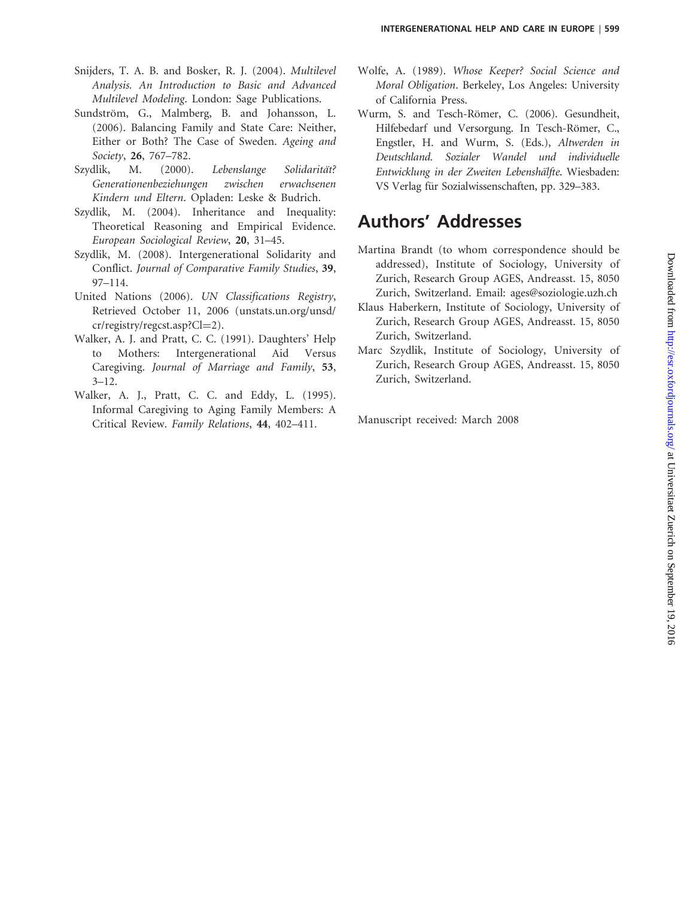Snijders, T. A. B. and Bosker, R. J. (2004). *Multilevel Analysis. An Introduction to Basic and Advanced Multilevel Modeling*. London: Sage Publications.

Sundström, G., Malmberg, B. and Johansson, L. (2006). Balancing Family and State Care: Neither, Either or Both? The Case of Sweden. *Ageing and Society*, **26**, 767–782.

Szydlik, M. (2000). *Lebenslange Solidarität? Generationenbeziehungen zwischen erwachsenen Kindern und Eltern*. Opladen: Leske & Budrich.

Szydlik, M. (2004). Inheritance and Inequality: Theoretical Reasoning and Empirical Evidence. *European Sociological Review*, **20**, 31–45.

Szydlik, M. (2008). Intergenerational Solidarity and Conflict. *Journal of Comparative Family Studies*, **39**, 97–114.

United Nations (2006). *UN Classifications Registry*, Retrieved October 11, 2006 (unstats.un.org/unsd/cr/registry/regcst.asp?Cl=2).

Walker, A. J. and Pratt, C. C. (1991). Daughters' Help to Mothers: Intergenerational Aid Versus Caregiving. *Journal of Marriage and Family*, **53**, 3–12.

Walker, A. J., Pratt, C. C. and Eddy, L. (1995). Informal Caregiving to Aging Family Members: A Critical Review. *Family Relations*, **44**, 402–411.

Wolfe, A. (1989). *Whose Keeper? Social Science and Moral Obligation*. Berkeley, Los Angeles: University of California Press.

Wurm, S. and Tesch-Römer, C. (2006). Gesundheit, Hilfebedarf und Versorgung. In Tesch-Römer, C., Engstler, H. and Wurm, S. (Eds.), *Altwerden in Deutschland. Sozialer Wandel und individuelle Entwicklung in der Zweiten Lebenshälfte*. Wiesbaden: VS Verlag für Sozialwissenschaften, pp. 329–383.

## Authors' Addresses

Martina Brandt (to whom correspondence should be addressed), Institute of Sociology, University of Zurich, Research Group AGES, Andreasst. 15, 8050 Zurich, Switzerland. Email: ages@soziologie.uzh.ch

Klaus Haberkern, Institute of Sociology, University of Zurich, Research Group AGES, Andreasst. 15, 8050 Zurich, Switzerland.

Marc Szydlik, Institute of Sociology, University of Zurich, Research Group AGES, Andreasst. 15, 8050 Zurich, Switzerland.

Manuscript received: March 2008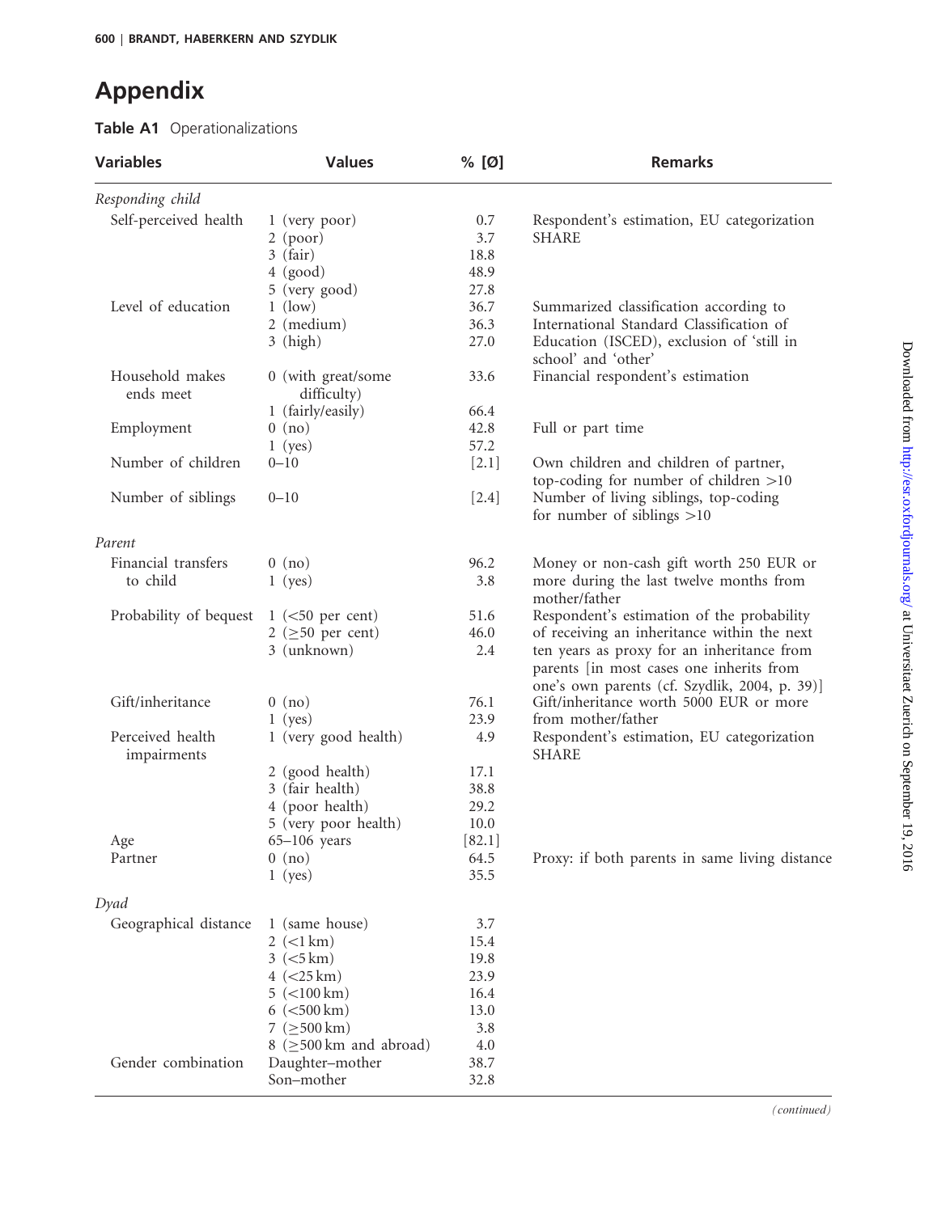# Appendix

**Table A1** Operationalizations

| Variables | Values | % [Ø] | Remarks |
|---|---|---|---|
| *Responding child* | | | |
| Self-perceived health | 1 (very poor) | 0.7 | Respondent's estimation, EU categorization SHARE |
| | 2 (poor) | 3.7 | |
| | 3 (fair) | 18.8 | |
| | 4 (good) | 48.9 | |
| | 5 (very good) | 27.8 | |
| Level of education | 1 (low) | 36.7 | Summarized classification according to International Standard Classification of Education (ISCED), exclusion of 'still in school' and 'other' |
| | 2 (medium) | 36.3 | |
| | 3 (high) | 27.0 | |
| Household makes ends meet | 0 (with great/some difficulty) | 33.6 | Financial respondent's estimation |
| | 1 (fairly/easily) | 66.4 | |
| Employment | 0 (no) | 42.8 | Full or part time |
| | 1 (yes) | 57.2 | |
| Number of children | 0–10 | [2.1] | Own children and children of partner, top-coding for number of children >10 |
| Number of siblings | 0–10 | [2.4] | Number of living siblings, top-coding for number of siblings >10 |
| *Parent* | | | |
| Financial transfers to child | 0 (no) | 96.2 | Money or non-cash gift worth 250 EUR or more during the last twelve months from mother/father |
| | 1 (yes) | 3.8 | |
| Probability of bequest | 1 (<50 per cent) | 51.6 | Respondent's estimation of the probability of receiving an inheritance within the next ten years as proxy for an inheritance from parents [in most cases one inherits from one's own parents (cf. Szydlik, 2004, p. 39)] |
| | 2 (≥50 per cent) | 46.0 | |
| | 3 (unknown) | 2.4 | |
| Gift/inheritance | 0 (no) | 76.1 | Gift/inheritance worth 5000 EUR or more from mother/father |
| | 1 (yes) | 23.9 | |
| Perceived health impairments | 1 (very good health) | 4.9 | Respondent's estimation, EU categorization SHARE |
| | 2 (good health) | 17.1 | |
| | 3 (fair health) | 38.8 | |
| | 4 (poor health) | 29.2 | |
| | 5 (very poor health) | 10.0 | |
| Age | 65–106 years | [82.1] | |
| Partner | 0 (no) | 64.5 | Proxy: if both parents in same living distance |
| | 1 (yes) | 35.5 | |
| *Dyad* | | | |
| Geographical distance | 1 (same house) | 3.7 | |
| | 2 (<1 km) | 15.4 | |
| | 3 (<5 km) | 19.8 | |
| | 4 (<25 km) | 23.9 | |
| | 5 (<100 km) | 16.4 | |
| | 6 (<500 km) | 13.0 | |
| | 7 (≥500 km) | 3.8 | |
| | 8 (≥500 km and abroad) | 4.0 | |
| Gender combination | Daughter–mother | 38.7 | |
| | Son–mother | 32.8 | |

*(continued)*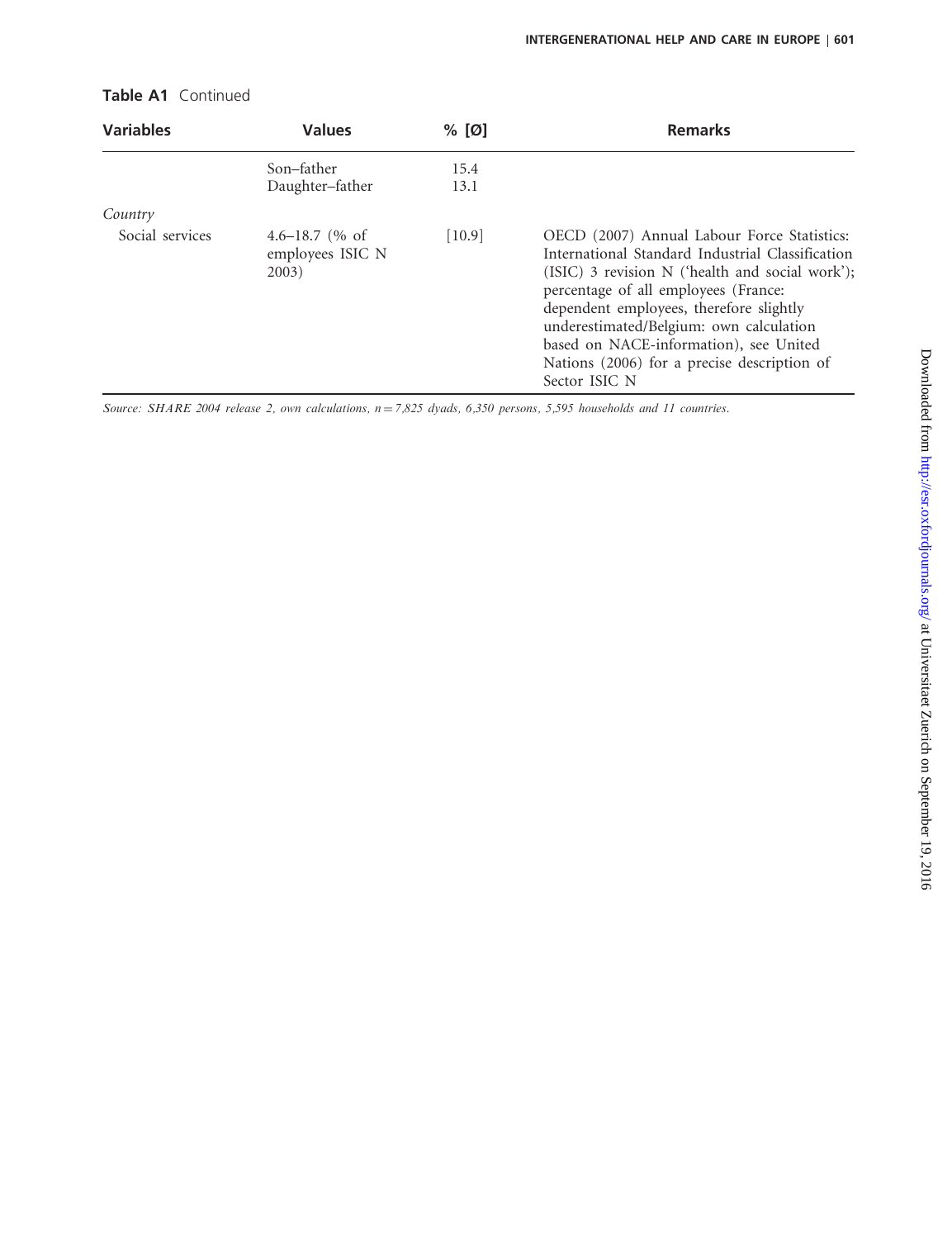**Table A1** Continued

| Variables | Values | % [Ø] | Remarks |
|---|---|---|---|
| | Son–father | 15.4 | |
| | Daughter–father | 13.1 | |
| *Country* | | | |
| Social services | 4.6–18.7 (% of employees ISIC N 2003) | [10.9] | OECD (2007) Annual Labour Force Statistics: International Standard Industrial Classification (ISIC) 3 revision N ('health and social work'); percentage of all employees (France: dependent employees, therefore slightly underestimated/Belgium: own calculation based on NACE-information), see United Nations (2006) for a precise description of Sector ISIC N |

*Source: SHARE 2004 release 2, own calculations, n = 7,825 dyads, 6,350 persons, 5,595 households and 11 countries.*